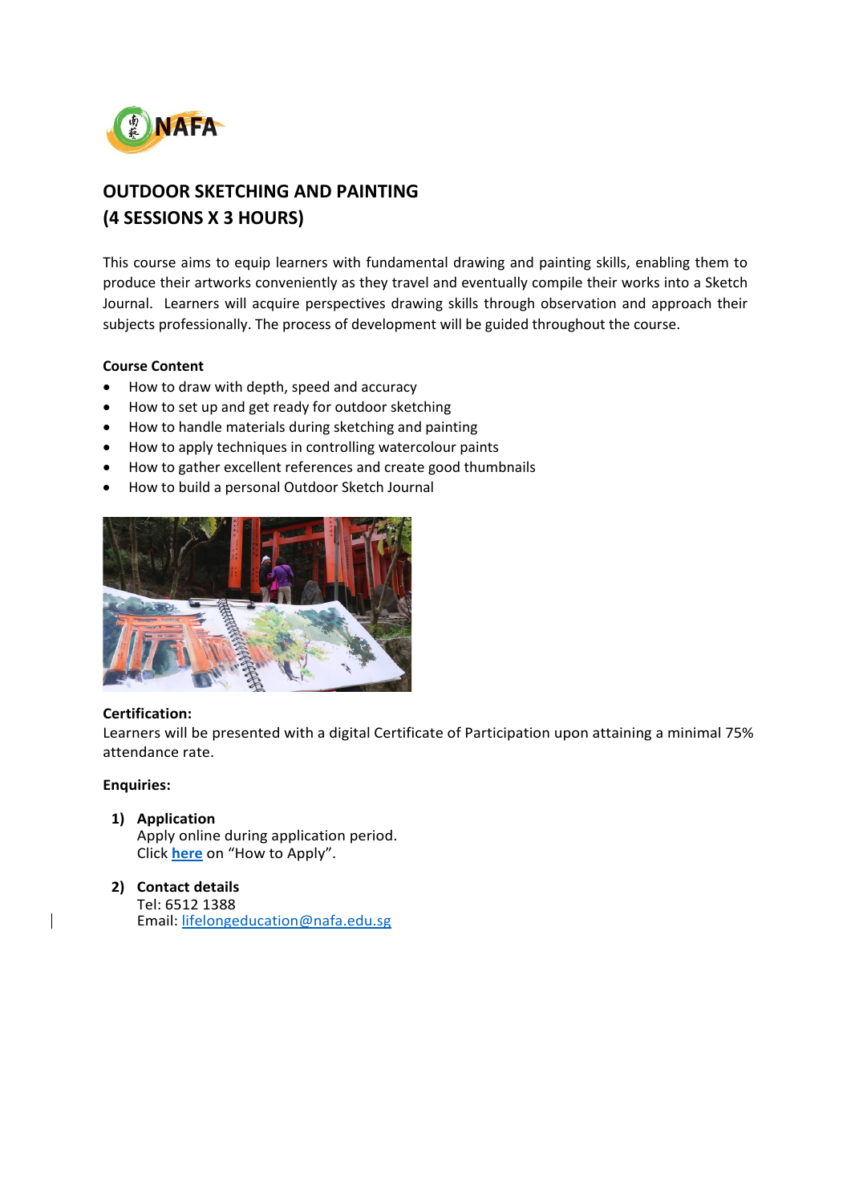# OUTDOOR SKETCHING AND PAINTING
# (4 SESSIONS X 3 HOURS)

This course aims to equip learners with fundamental drawing and painting skills, enabling them to produce their artworks conveniently as they travel and eventually compile their works into a Sketch Journal. Learners will acquire perspectives drawing skills through observation and approach their subjects professionally. The process of development will be guided throughout the course.

**Course Content**

- How to draw with depth, speed and accuracy
- How to set up and get ready for outdoor sketching
- How to handle materials during sketching and painting
- How to apply techniques in controlling watercolour paints
- How to gather excellent references and create good thumbnails
- How to build a personal Outdoor Sketch Journal

**Certification:**
Learners will be presented with a digital Certificate of Participation upon attaining a minimal 75% attendance rate.

**Enquiries:**

1) **Application**
   Apply online during application period.
   Click **here** on "How to Apply".

2) **Contact details**
   Tel: 6512 1388
   Email: lifelongeducation@nafa.edu.sg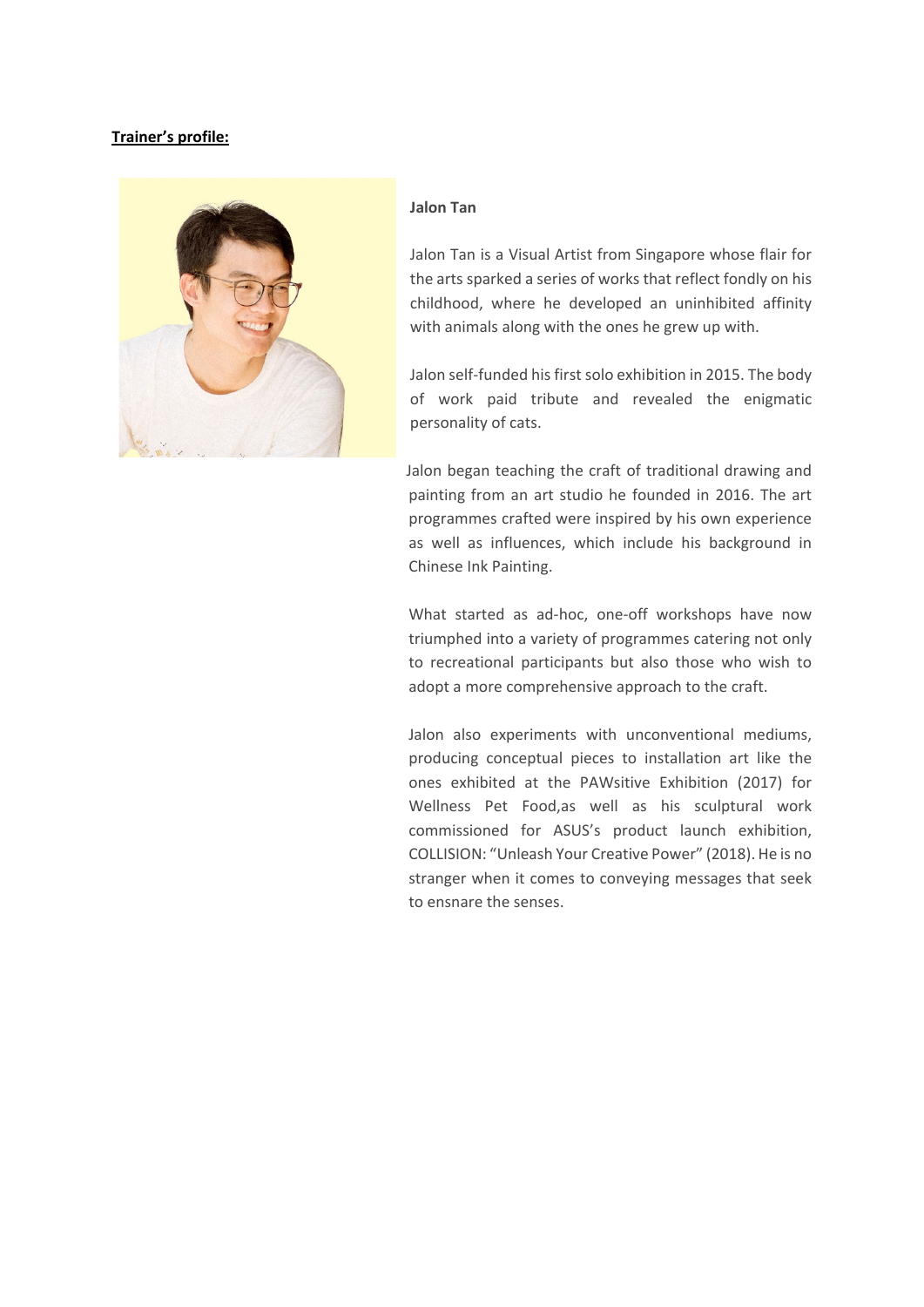**<u>Trainer's profile:</u>**

**Jalon Tan**

Jalon Tan is a Visual Artist from Singapore whose flair for the arts sparked a series of works that reflect fondly on his childhood, where he developed an uninhibited affinity with animals along with the ones he grew up with.

Jalon self-funded his first solo exhibition in 2015. The body of work paid tribute and revealed the enigmatic personality of cats.

Jalon began teaching the craft of traditional drawing and painting from an art studio he founded in 2016. The art programmes crafted were inspired by his own experience as well as influences, which include his background in Chinese Ink Painting.

What started as ad-hoc, one-off workshops have now triumphed into a variety of programmes catering not only to recreational participants but also those who wish to adopt a more comprehensive approach to the craft.

Jalon also experiments with unconventional mediums, producing conceptual pieces to installation art like the ones exhibited at the PAWsitive Exhibition (2017) for Wellness Pet Food,as well as his sculptural work commissioned for ASUS's product launch exhibition, COLLISION: "Unleash Your Creative Power" (2018). He is no stranger when it comes to conveying messages that seek to ensnare the senses.